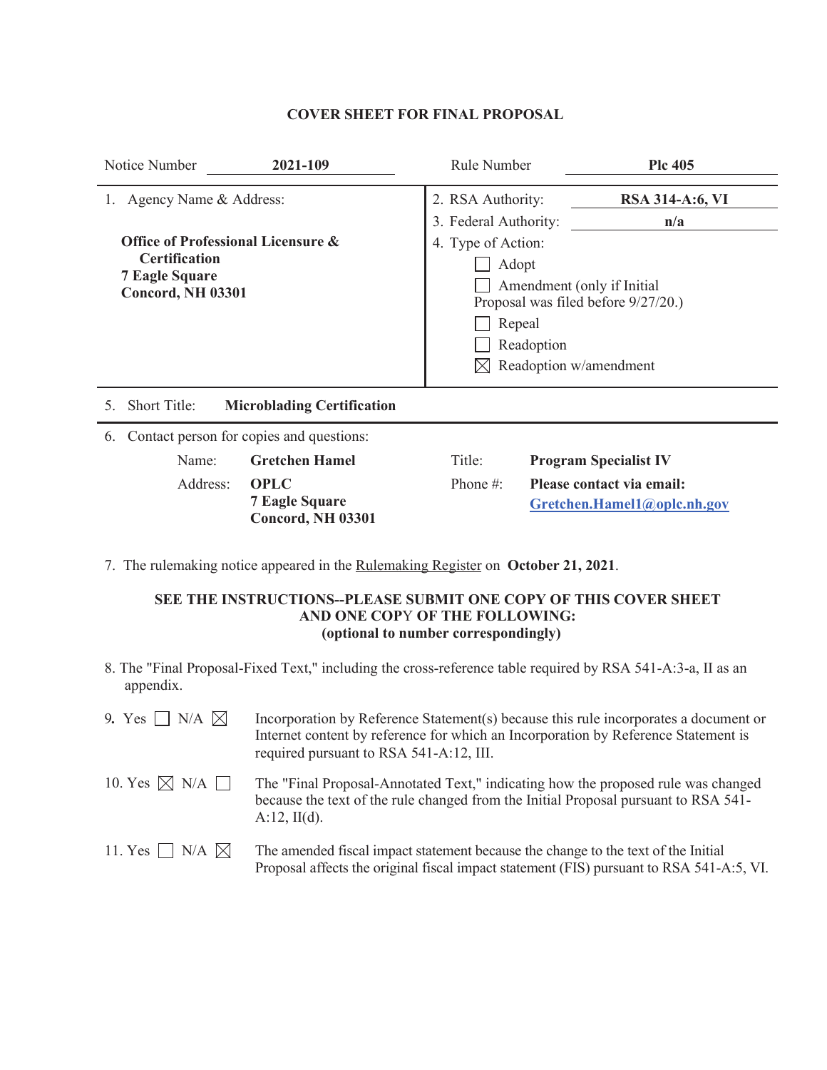# COVER SHEET FOR FINAL PROPOSAL

| Notice Number | **2021-109** | Rule Number | **Plc 405** |
|---|---|---|---|

1. Agency Name & Address:

**Office of Professional Licensure & Certification**
**7 Eagle Square**
**Concord, NH 03301**

2. RSA Authority: **RSA 314-A:6, VI**

3. Federal Authority: **n/a**

4. Type of Action:

- ☐ Adopt
- ☐ Amendment (only if Initial Proposal was filed before 9/27/20.)
- ☐ Repeal
- ☐ Readoption
- ☒ Readoption w/amendment

5. Short Title: **Microblading Certification**

6. Contact person for copies and questions:

| | | | |
|---|---|---|---|
| Name: | **Gretchen Hamel** | Title: | **Program Specialist IV** |
| Address: | **OPLC**<br>**7 Eagle Square**<br>**Concord, NH 03301** | Phone #: | **Please contact via email:**<br>**Gretchen.Hamel1@oplc.nh.gov** |

7. The rulemaking notice appeared in the Rulemaking Register on **October 21, 2021**.

**SEE THE INSTRUCTIONS--PLEASE SUBMIT ONE COPY OF THIS COVER SHEET AND ONE COPY OF THE FOLLOWING:**
**(optional to number correspondingly)**

8. The "Final Proposal-Fixed Text," including the cross-reference table required by RSA 541-A:3-a, II as an appendix.

9. Yes ☐ N/A ☒ Incorporation by Reference Statement(s) because this rule incorporates a document or Internet content by reference for which an Incorporation by Reference Statement is required pursuant to RSA 541-A:12, III.

10. Yes ☒ N/A ☐ The "Final Proposal-Annotated Text," indicating how the proposed rule was changed because the text of the rule changed from the Initial Proposal pursuant to RSA 541-A:12, II(d).

11. Yes ☐ N/A ☒ The amended fiscal impact statement because the change to the text of the Initial Proposal affects the original fiscal impact statement (FIS) pursuant to RSA 541-A:5, VI.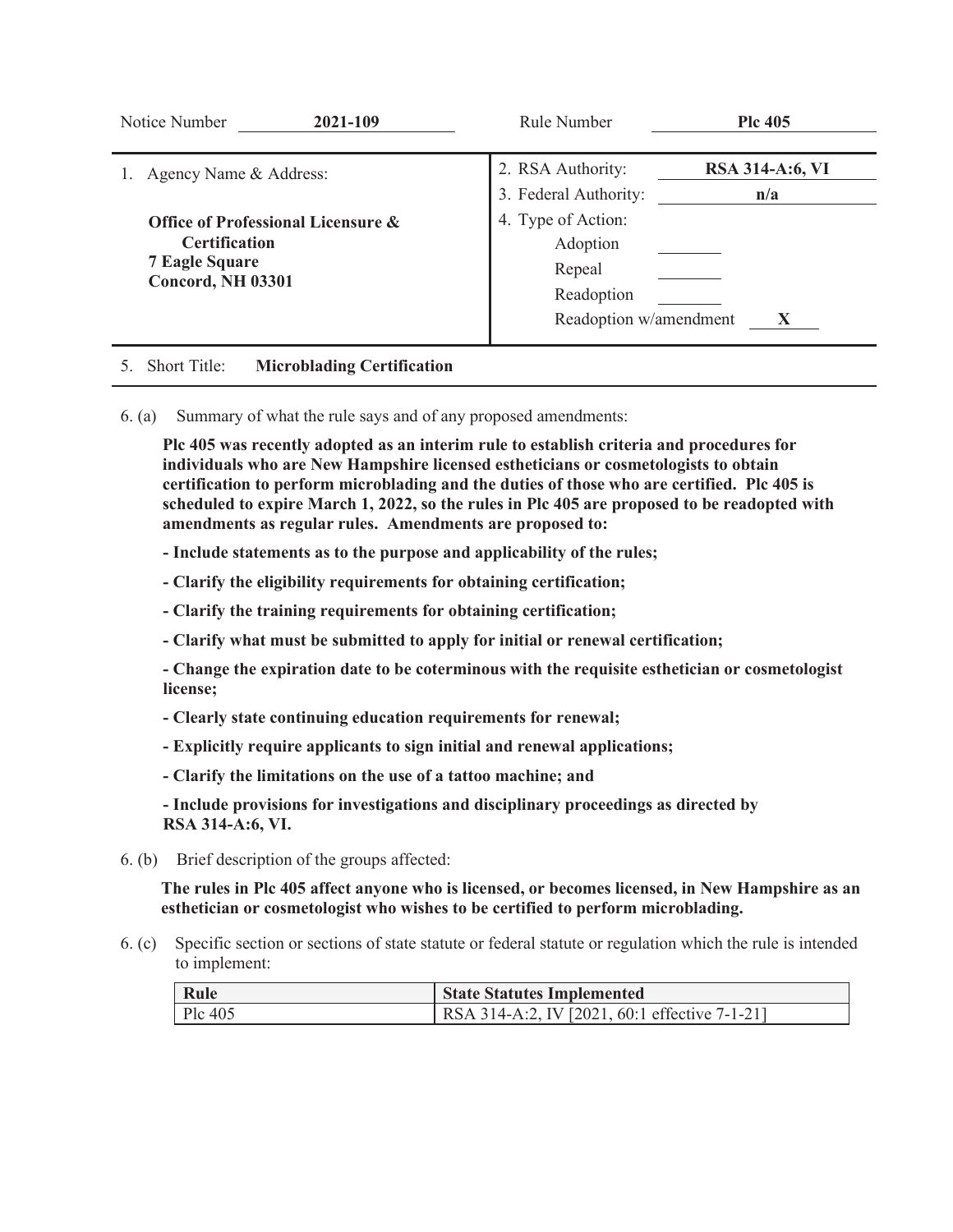Notice Number **2021-109** Rule Number **Plc 405**

| 1. Agency Name & Address: | 2. RSA Authority: **RSA 314-A:6, VI** |
|---|---|
| **Office of Professional Licensure & Certification** | 3. Federal Authority: **n/a** |
| **7 Eagle Square** | 4. Type of Action: |
| **Concord, NH 03301** | Adoption ____ |
| | Repeal ____ |
| | Readoption ____ |
| | Readoption w/amendment **X** |

5. Short Title: **Microblading Certification**

6. (a) Summary of what the rule says and of any proposed amendments:

**Plc 405 was recently adopted as an interim rule to establish criteria and procedures for individuals who are New Hampshire licensed estheticians or cosmetologists to obtain certification to perform microblading and the duties of those who are certified. Plc 405 is scheduled to expire March 1, 2022, so the rules in Plc 405 are proposed to be readopted with amendments as regular rules. Amendments are proposed to:**

**- Include statements as to the purpose and applicability of the rules;**

**- Clarify the eligibility requirements for obtaining certification;**

**- Clarify the training requirements for obtaining certification;**

**- Clarify what must be submitted to apply for initial or renewal certification;**

**- Change the expiration date to be coterminous with the requisite esthetician or cosmetologist license;**

**- Clearly state continuing education requirements for renewal;**

**- Explicitly require applicants to sign initial and renewal applications;**

**- Clarify the limitations on the use of a tattoo machine; and**

**- Include provisions for investigations and disciplinary proceedings as directed by RSA 314-A:6, VI.**

6. (b) Brief description of the groups affected:

**The rules in Plc 405 affect anyone who is licensed, or becomes licensed, in New Hampshire as an esthetician or cosmetologist who wishes to be certified to perform microblading.**

6. (c) Specific section or sections of state statute or federal statute or regulation which the rule is intended to implement:

| Rule | State Statutes Implemented |
|---|---|
| Plc 405 | RSA 314-A:2, IV [2021, 60:1 effective 7-1-21] |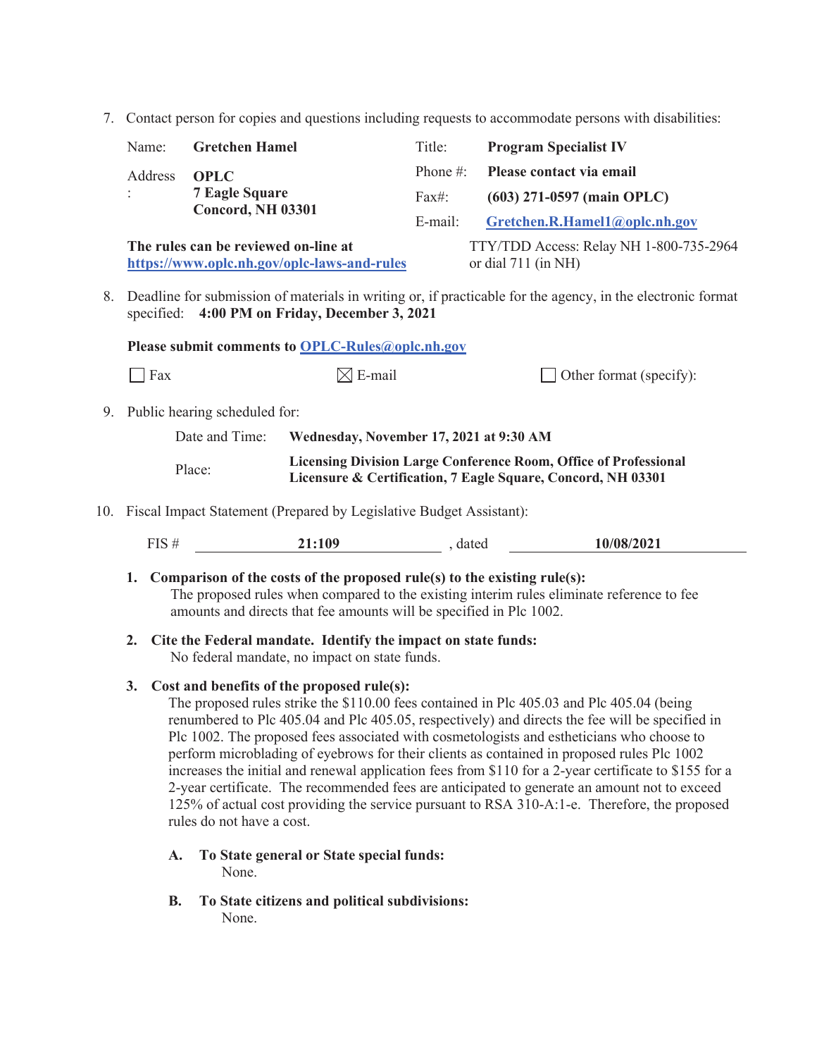7. Contact person for copies and questions including requests to accommodate persons with disabilities:

| | | | |
|---|---|---|---|
| Name: | **Gretchen Hamel** | Title: | **Program Specialist IV** |
| Address: | **OPLC**<br>**7 Eagle Square**<br>**Concord, NH 03301** | Phone #: | **Please contact via email** |
| | | Fax#: | **(603) 271-0597 (main OPLC)** |
| | | E-mail: | **Gretchen.R.Hamel1@oplc.nh.gov** |

**The rules can be reviewed on-line at https://www.oplc.nh.gov/oplc-laws-and-rules**

TTY/TDD Access: Relay NH 1-800-735-2964 or dial 711 (in NH)

8. Deadline for submission of materials in writing or, if practicable for the agency, in the electronic format specified: **4:00 PM on Friday, December 3, 2021**

   **Please submit comments to OPLC-Rules@oplc.nh.gov**

   ☐ Fax ☒ E-mail ☐ Other format (specify):

9. Public hearing scheduled for:

   Date and Time: **Wednesday, November 17, 2021 at 9:30 AM**

   Place: **Licensing Division Large Conference Room, Office of Professional Licensure & Certification, 7 Eagle Square, Concord, NH 03301**

10. Fiscal Impact Statement (Prepared by Legislative Budget Assistant):

    FIS # **21:109** , dated **10/08/2021**

    **1. Comparison of the costs of the proposed rule(s) to the existing rule(s):**
    The proposed rules when compared to the existing interim rules eliminate reference to fee amounts and directs that fee amounts will be specified in Plc 1002.

    **2. Cite the Federal mandate. Identify the impact on state funds:**
    No federal mandate, no impact on state funds.

    **3. Cost and benefits of the proposed rule(s):**
    The proposed rules strike the $110.00 fees contained in Plc 405.03 and Plc 405.04 (being renumbered to Plc 405.04 and Plc 405.05, respectively) and directs the fee will be specified in Plc 1002. The proposed fees associated with cosmetologists and estheticians who choose to perform microblading of eyebrows for their clients as contained in proposed rules Plc 1002 increases the initial and renewal application fees from $110 for a 2-year certificate to $155 for a 2-year certificate. The recommended fees are anticipated to generate an amount not to exceed 125% of actual cost providing the service pursuant to RSA 310-A:1-e. Therefore, the proposed rules do not have a cost.

    **A. To State general or State special funds:**
    None.

    **B. To State citizens and political subdivisions:**
    None.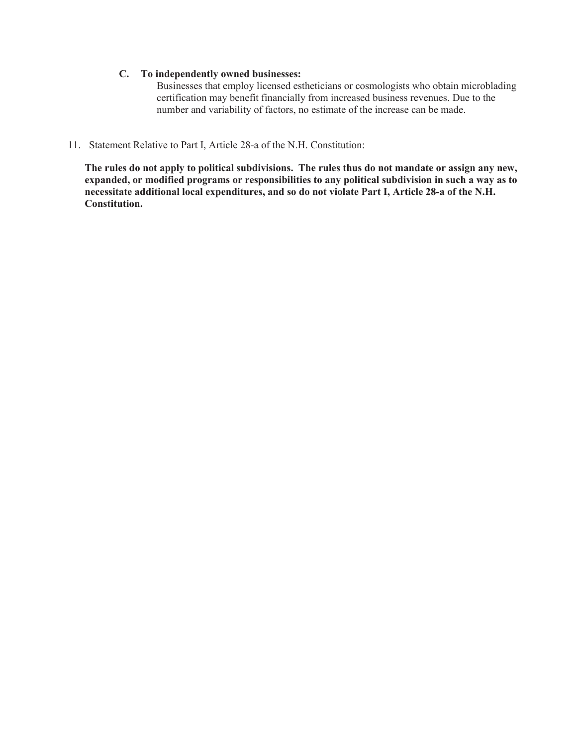**C. To independently owned businesses:**

Businesses that employ licensed estheticians or cosmologists who obtain microblading certification may benefit financially from increased business revenues. Due to the number and variability of factors, no estimate of the increase can be made.

11. Statement Relative to Part I, Article 28-a of the N.H. Constitution:

**The rules do not apply to political subdivisions. The rules thus do not mandate or assign any new, expanded, or modified programs or responsibilities to any political subdivision in such a way as to necessitate additional local expenditures, and so do not violate Part I, Article 28-a of the N.H. Constitution.**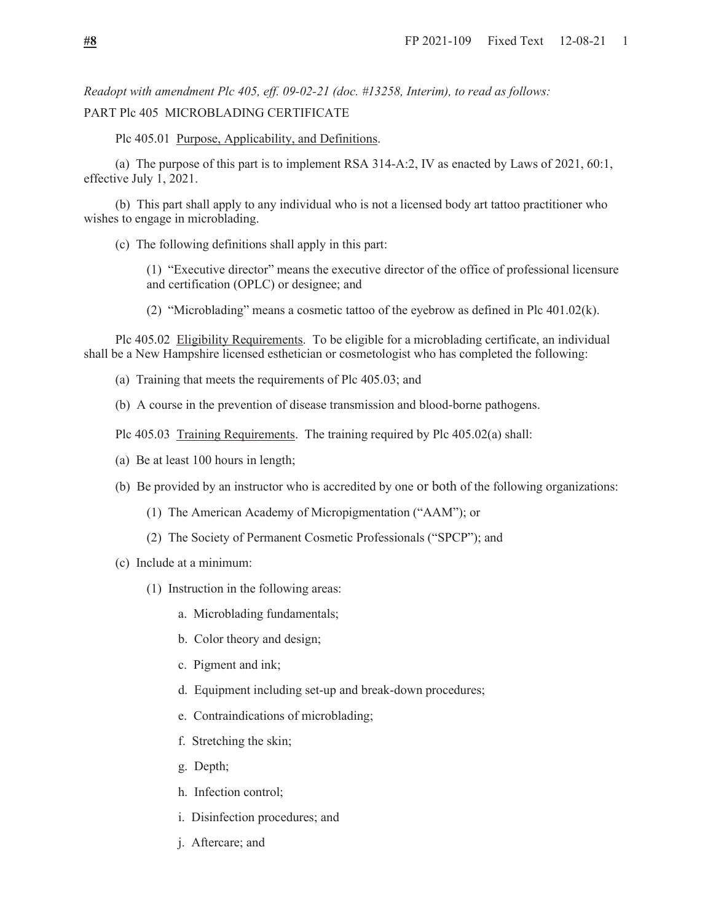*Readopt with amendment Plc 405, eff. 09-02-21 (doc. #13258, Interim), to read as follows:*

PART Plc 405 MICROBLADING CERTIFICATE

Plc 405.01 Purpose, Applicability, and Definitions.

(a) The purpose of this part is to implement RSA 314-A:2, IV as enacted by Laws of 2021, 60:1, effective July 1, 2021.

(b) This part shall apply to any individual who is not a licensed body art tattoo practitioner who wishes to engage in microblading.

(c) The following definitions shall apply in this part:

(1) "Executive director" means the executive director of the office of professional licensure and certification (OPLC) or designee; and

(2) "Microblading" means a cosmetic tattoo of the eyebrow as defined in Plc 401.02(k).

Plc 405.02 Eligibility Requirements. To be eligible for a microblading certificate, an individual shall be a New Hampshire licensed esthetician or cosmetologist who has completed the following:

(a) Training that meets the requirements of Plc 405.03; and

(b) A course in the prevention of disease transmission and blood-borne pathogens.

Plc 405.03 Training Requirements. The training required by Plc 405.02(a) shall:

(a) Be at least 100 hours in length;

(b) Be provided by an instructor who is accredited by one or both of the following organizations:

(1) The American Academy of Micropigmentation ("AAM"); or

(2) The Society of Permanent Cosmetic Professionals ("SPCP"); and

(c) Include at a minimum:

(1) Instruction in the following areas:

a. Microblading fundamentals;

b. Color theory and design;

c. Pigment and ink;

d. Equipment including set-up and break-down procedures;

e. Contraindications of microblading;

f. Stretching the skin;

g. Depth;

h. Infection control;

i. Disinfection procedures; and

j. Aftercare; and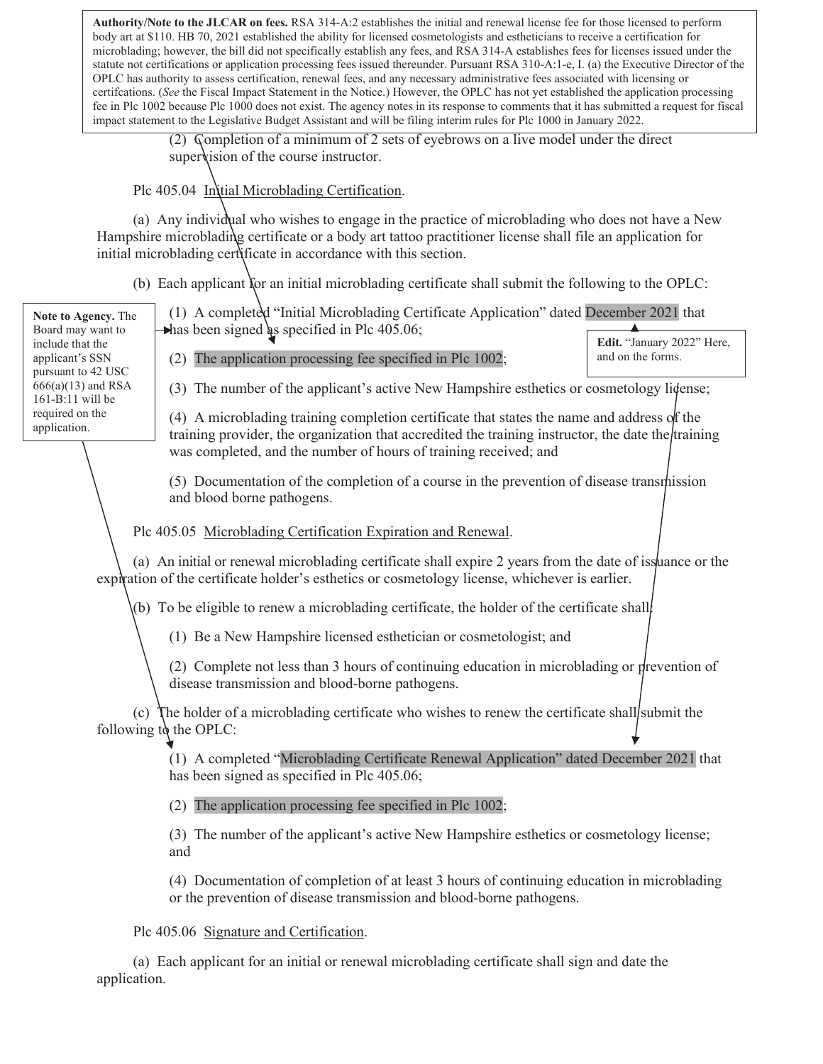**Authority/Note to the JLCAR on fees.** RSA 314-A:2 establishes the initial and renewal license fee for those licensed to perform body art at $110. HB 70, 2021 established the ability for licensed cosmetologists and estheticians to receive a certification for microblading; however, the bill did not specifically establish any fees, and RSA 314-A establishes fees for licenses issued under the statute not certifications or application processing fees issued thereunder. Pursuant RSA 310-A:1-e, I. (a) the Executive Director of the OPLC has authority to assess certification, renewal fees, and any necessary administrative fees associated with licensing or certifcations. (*See* the Fiscal Impact Statement in the Notice.) However, the OPLC has not yet established the application processing fee in Plc 1002 because Plc 1000 does not exist. The agency notes in its response to comments that it has submitted a request for fiscal impact statement to the Legislative Budget Assistant and will be filing interim rules for Plc 1000 in January 2022.

(2) Completion of a minimum of 2 sets of eyebrows on a live model under the direct supervision of the course instructor.

Plc 405.04 Initial Microblading Certification.

(a) Any individual who wishes to engage in the practice of microblading who does not have a New Hampshire microblading certificate or a body art tattoo practitioner license shall file an application for initial microblading certificate in accordance with this section.

(b) Each applicant for an initial microblading certificate shall submit the following to the OPLC:

(1) A completed "Initial Microblading Certificate Application" dated December 2021 that has been signed as specified in Plc 405.06;

**Note to Agency.** The Board may want to include that the applicant's SSN pursuant to 42 USC 666(a)(13) and RSA 161-B:11 will be required on the application.

**Edit.** "January 2022" Here, and on the forms.

(2) The application processing fee specified in Plc 1002;

(3) The number of the applicant's active New Hampshire esthetics or cosmetology license;

(4) A microblading training completion certificate that states the name and address of the training provider, the organization that accredited the training instructor, the date the training was completed, and the number of hours of training received; and

(5) Documentation of the completion of a course in the prevention of disease transmission and blood borne pathogens.

Plc 405.05 Microblading Certification Expiration and Renewal.

(a) An initial or renewal microblading certificate shall expire 2 years from the date of issuance or the expiration of the certificate holder's esthetics or cosmetology license, whichever is earlier.

(b) To be eligible to renew a microblading certificate, the holder of the certificate shall:

(1) Be a New Hampshire licensed esthetician or cosmetologist; and

(2) Complete not less than 3 hours of continuing education in microblading or prevention of disease transmission and blood-borne pathogens.

(c) The holder of a microblading certificate who wishes to renew the certificate shall submit the following to the OPLC:

(1) A completed "Microblading Certificate Renewal Application" dated December 2021 that has been signed as specified in Plc 405.06;

(2) The application processing fee specified in Plc 1002;

(3) The number of the applicant's active New Hampshire esthetics or cosmetology license; and

(4) Documentation of completion of at least 3 hours of continuing education in microblading or the prevention of disease transmission and blood-borne pathogens.

Plc 405.06 Signature and Certification.

(a) Each applicant for an initial or renewal microblading certificate shall sign and date the application.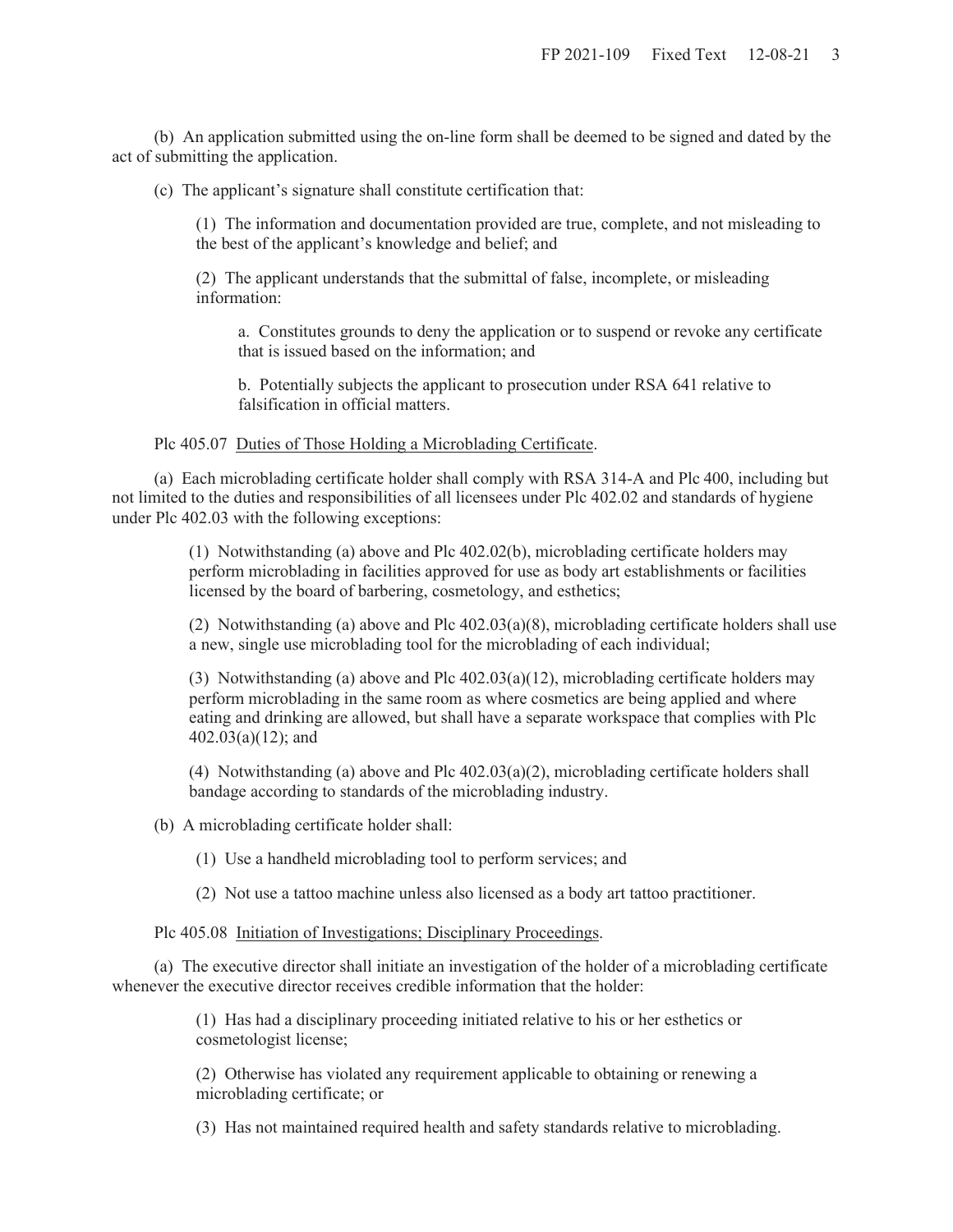(b) An application submitted using the on-line form shall be deemed to be signed and dated by the act of submitting the application.

(c) The applicant's signature shall constitute certification that:

(1) The information and documentation provided are true, complete, and not misleading to the best of the applicant's knowledge and belief; and

(2) The applicant understands that the submittal of false, incomplete, or misleading information:

a. Constitutes grounds to deny the application or to suspend or revoke any certificate that is issued based on the information; and

b. Potentially subjects the applicant to prosecution under RSA 641 relative to falsification in official matters.

Plc 405.07 Duties of Those Holding a Microblading Certificate.

(a) Each microblading certificate holder shall comply with RSA 314-A and Plc 400, including but not limited to the duties and responsibilities of all licensees under Plc 402.02 and standards of hygiene under Plc 402.03 with the following exceptions:

(1) Notwithstanding (a) above and Plc 402.02(b), microblading certificate holders may perform microblading in facilities approved for use as body art establishments or facilities licensed by the board of barbering, cosmetology, and esthetics;

(2) Notwithstanding (a) above and Plc 402.03(a)(8), microblading certificate holders shall use a new, single use microblading tool for the microblading of each individual;

(3) Notwithstanding (a) above and Plc 402.03(a)(12), microblading certificate holders may perform microblading in the same room as where cosmetics are being applied and where eating and drinking are allowed, but shall have a separate workspace that complies with Plc 402.03(a)(12); and

(4) Notwithstanding (a) above and Plc 402.03(a)(2), microblading certificate holders shall bandage according to standards of the microblading industry.

(b) A microblading certificate holder shall:

(1) Use a handheld microblading tool to perform services; and

(2) Not use a tattoo machine unless also licensed as a body art tattoo practitioner.

Plc 405.08 Initiation of Investigations; Disciplinary Proceedings.

(a) The executive director shall initiate an investigation of the holder of a microblading certificate whenever the executive director receives credible information that the holder:

(1) Has had a disciplinary proceeding initiated relative to his or her esthetics or cosmetologist license;

(2) Otherwise has violated any requirement applicable to obtaining or renewing a microblading certificate; or

(3) Has not maintained required health and safety standards relative to microblading.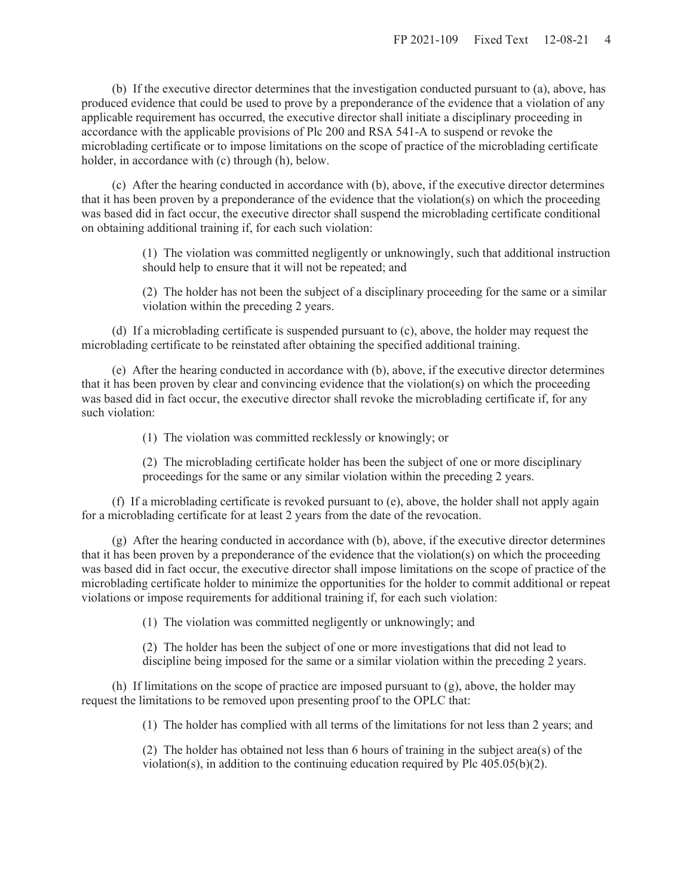(b) If the executive director determines that the investigation conducted pursuant to (a), above, has produced evidence that could be used to prove by a preponderance of the evidence that a violation of any applicable requirement has occurred, the executive director shall initiate a disciplinary proceeding in accordance with the applicable provisions of Plc 200 and RSA 541-A to suspend or revoke the microblading certificate or to impose limitations on the scope of practice of the microblading certificate holder, in accordance with (c) through (h), below.

(c) After the hearing conducted in accordance with (b), above, if the executive director determines that it has been proven by a preponderance of the evidence that the violation(s) on which the proceeding was based did in fact occur, the executive director shall suspend the microblading certificate conditional on obtaining additional training if, for each such violation:

(1) The violation was committed negligently or unknowingly, such that additional instruction should help to ensure that it will not be repeated; and

(2) The holder has not been the subject of a disciplinary proceeding for the same or a similar violation within the preceding 2 years.

(d) If a microblading certificate is suspended pursuant to (c), above, the holder may request the microblading certificate to be reinstated after obtaining the specified additional training.

(e) After the hearing conducted in accordance with (b), above, if the executive director determines that it has been proven by clear and convincing evidence that the violation(s) on which the proceeding was based did in fact occur, the executive director shall revoke the microblading certificate if, for any such violation:

(1) The violation was committed recklessly or knowingly; or

(2) The microblading certificate holder has been the subject of one or more disciplinary proceedings for the same or any similar violation within the preceding 2 years.

(f) If a microblading certificate is revoked pursuant to (e), above, the holder shall not apply again for a microblading certificate for at least 2 years from the date of the revocation.

(g) After the hearing conducted in accordance with (b), above, if the executive director determines that it has been proven by a preponderance of the evidence that the violation(s) on which the proceeding was based did in fact occur, the executive director shall impose limitations on the scope of practice of the microblading certificate holder to minimize the opportunities for the holder to commit additional or repeat violations or impose requirements for additional training if, for each such violation:

(1) The violation was committed negligently or unknowingly; and

(2) The holder has been the subject of one or more investigations that did not lead to discipline being imposed for the same or a similar violation within the preceding 2 years.

(h) If limitations on the scope of practice are imposed pursuant to (g), above, the holder may request the limitations to be removed upon presenting proof to the OPLC that:

(1) The holder has complied with all terms of the limitations for not less than 2 years; and

(2) The holder has obtained not less than 6 hours of training in the subject area(s) of the violation(s), in addition to the continuing education required by Plc 405.05(b)(2).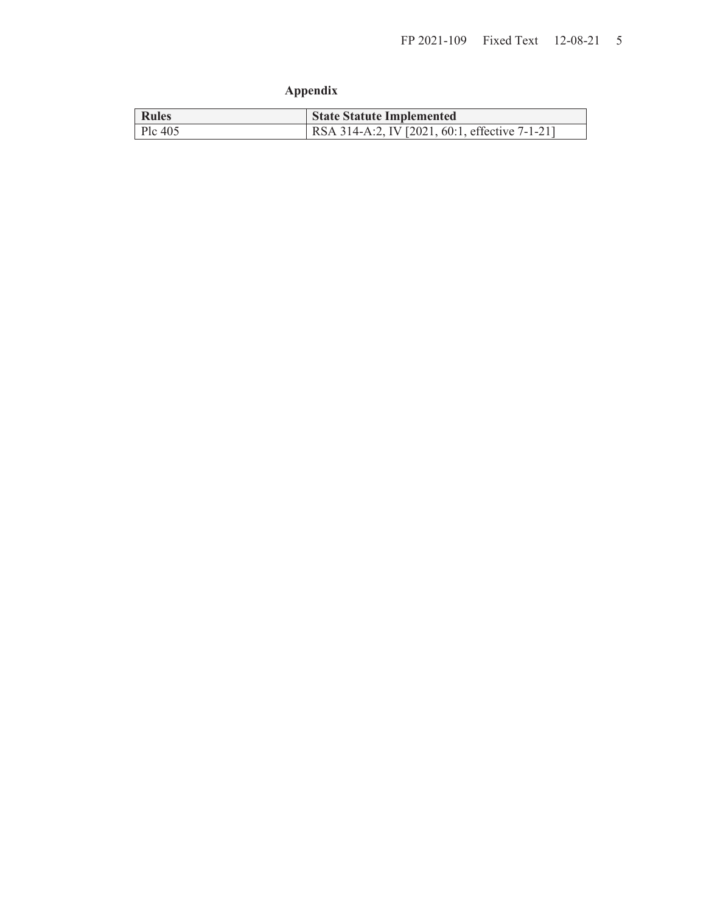## Appendix

| Rules | State Statute Implemented |
| --- | --- |
| Plc 405 | RSA 314-A:2, IV [2021, 60:1, effective 7-1-21] |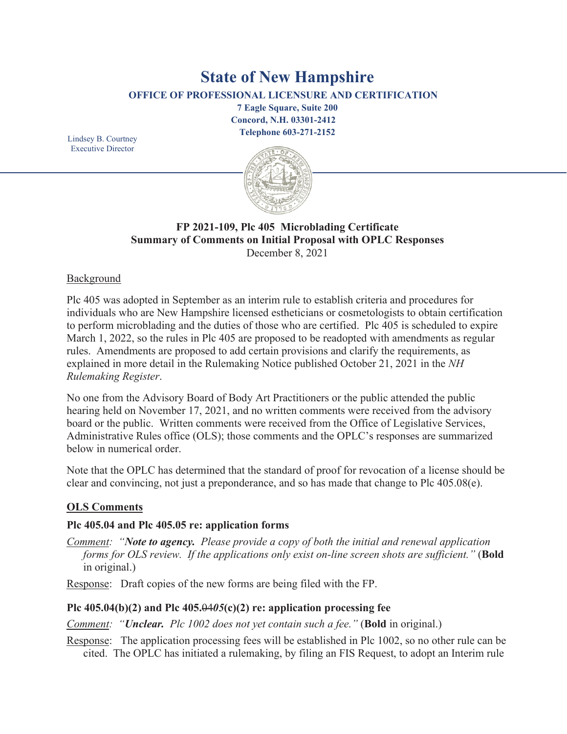# State of New Hampshire

**OFFICE OF PROFESSIONAL LICENSURE AND CERTIFICATION**

**7 Eagle Square, Suite 200**
**Concord, N.H. 03301-2412**
**Telephone 603-271-2152**

Lindsey B. Courtney
Executive Director

**FP 2021-109, Plc 405 Microblading Certificate**
**Summary of Comments on Initial Proposal with OPLC Responses**
December 8, 2021

Background

Plc 405 was adopted in September as an interim rule to establish criteria and procedures for individuals who are New Hampshire licensed estheticians or cosmetologists to obtain certification to perform microblading and the duties of those who are certified. Plc 405 is scheduled to expire March 1, 2022, so the rules in Plc 405 are proposed to be readopted with amendments as regular rules. Amendments are proposed to add certain provisions and clarify the requirements, as explained in more detail in the Rulemaking Notice published October 21, 2021 in the *NH Rulemaking Register*.

No one from the Advisory Board of Body Art Practitioners or the public attended the public hearing held on November 17, 2021, and no written comments were received from the advisory board or the public. Written comments were received from the Office of Legislative Services, Administrative Rules office (OLS); those comments and the OPLC's responses are summarized below in numerical order.

Note that the OPLC has determined that the standard of proof for revocation of a license should be clear and convincing, not just a preponderance, and so has made that change to Plc 405.08(e).

**OLS Comments**

**Plc 405.04 and Plc 405.05 re: application forms**

Comment: *"**Note to agency.** Please provide a copy of both the initial and renewal application forms for OLS review. If the applications only exist on-line screen shots are sufficient."* (**Bold** in original.)

Response: Draft copies of the new forms are being filed with the FP.

**Plc 405.04(b)(2) and Plc 405.~~04~~*05*(c)(2) re: application processing fee**

Comment: *"**Unclear.** Plc 1002 does not yet contain such a fee."* (**Bold** in original.)

Response: The application processing fees will be established in Plc 1002, so no other rule can be cited. The OPLC has initiated a rulemaking, by filing an FIS Request, to adopt an Interim rule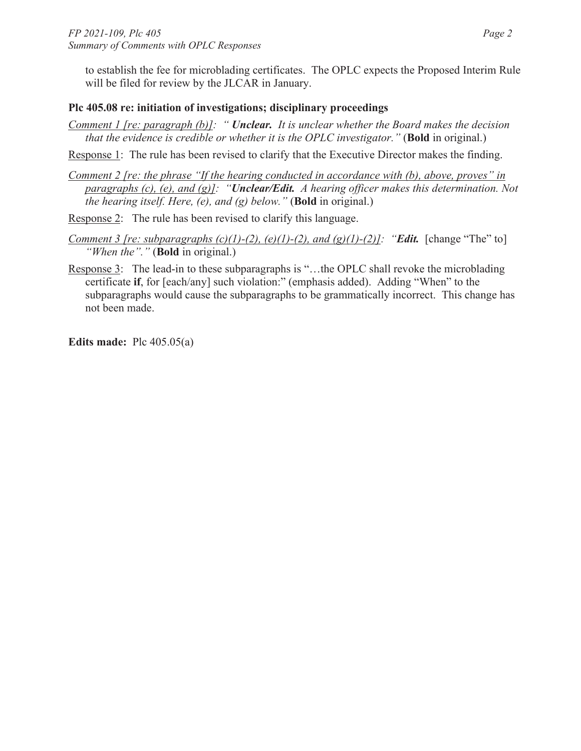to establish the fee for microblading certificates. The OPLC expects the Proposed Interim Rule will be filed for review by the JLCAR in January.

**Plc 405.08 re: initiation of investigations; disciplinary proceedings**

*Comment 1 [re: paragraph (b)]: " **Unclear.** It is unclear whether the Board makes the decision that the evidence is credible or whether it is the OPLC investigator."* (**Bold** in original.)

Response 1: The rule has been revised to clarify that the Executive Director makes the finding.

*Comment 2 [re: the phrase "If the hearing conducted in accordance with (b), above, proves" in paragraphs (c), (e), and (g)]: "**Unclear/Edit.** A hearing officer makes this determination. Not the hearing itself. Here, (e), and (g) below."* (**Bold** in original.)

Response 2: The rule has been revised to clarify this language.

*Comment 3 [re: subparagraphs (c)(1)-(2), (e)(1)-(2), and (g)(1)-(2)]: "**Edit.*** [change "The" to] *"When the"."* (**Bold** in original.)

Response 3: The lead-in to these subparagraphs is "…the OPLC shall revoke the microblading certificate **if**, for [each/any] such violation:" (emphasis added). Adding "When" to the subparagraphs would cause the subparagraphs to be grammatically incorrect. This change has not been made.

**Edits made:** Plc 405.05(a)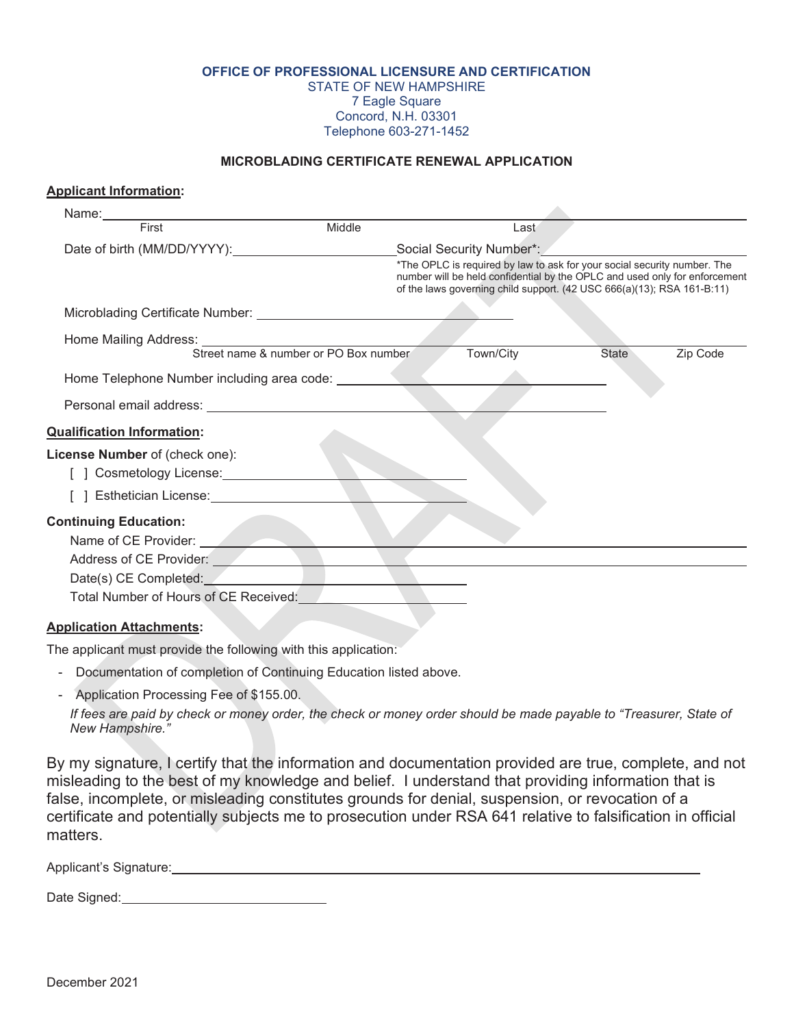**OFFICE OF PROFESSIONAL LICENSURE AND CERTIFICATION**
STATE OF NEW HAMPSHIRE
7 Eagle Square
Concord, N.H. 03301
Telephone 603-271-1452

**MICROBLADING CERTIFICATE RENEWAL APPLICATION**

**Applicant Information:**

Name: ______________________________________________
First Middle Last

Date of birth (MM/DD/YYYY): ____________________ Social Security Number*: ____________________

*The OPLC is required by law to ask for your social security number. The number will be held confidential by the OPLC and used only for enforcement of the laws governing child support. (42 USC 666(a)(13); RSA 161-B:11)

Microblading Certificate Number: ____________________

Home Mailing Address: ______________________________________________
Street name & number or PO Box number Town/City State Zip Code

Home Telephone Number including area code: ____________________

Personal email address: ____________________

**Qualification Information:**

**License Number** of (check one):

[ ] Cosmetology License: ____________________

[ ] Esthetician License: ____________________

**Continuing Education:**

Name of CE Provider: ____________________

Address of CE Provider: ____________________

Date(s) CE Completed: ____________________

Total Number of Hours of CE Received: ____________________

**Application Attachments:**

The applicant must provide the following with this application:

- Documentation of completion of Continuing Education listed above.
- Application Processing Fee of $155.00.

  *If fees are paid by check or money order, the check or money order should be made payable to "Treasurer, State of New Hampshire."*

By my signature, I certify that the information and documentation provided are true, complete, and not misleading to the best of my knowledge and belief. I understand that providing information that is false, incomplete, or misleading constitutes grounds for denial, suspension, or revocation of a certificate and potentially subjects me to prosecution under RSA 641 relative to falsification in official matters.

Applicant's Signature: ______________________________________________

Date Signed: ____________________

December 2021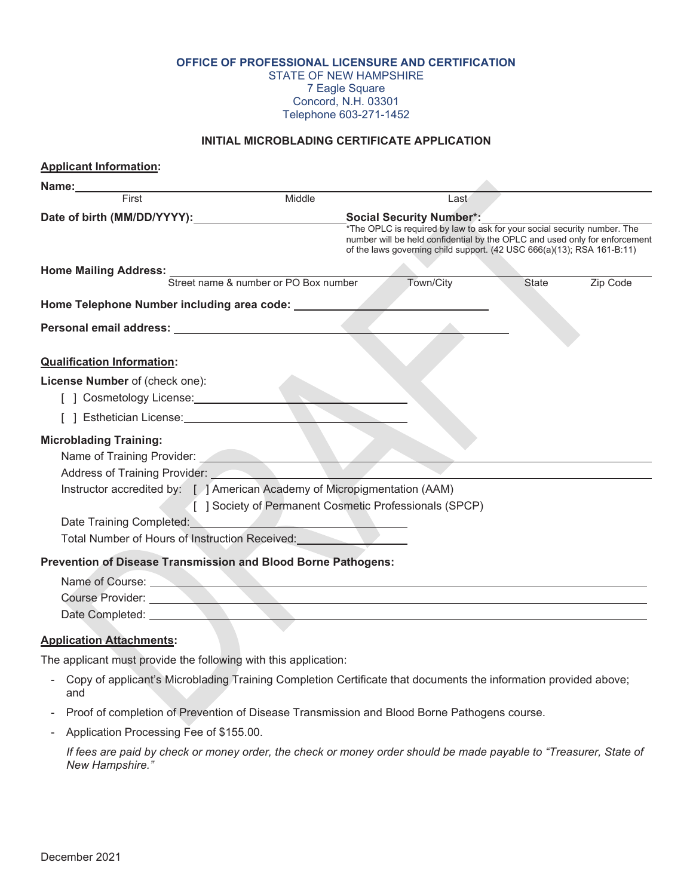**OFFICE OF PROFESSIONAL LICENSURE AND CERTIFICATION**
STATE OF NEW HAMPSHIRE
7 Eagle Square
Concord, N.H. 03301
Telephone 603-271-1452

## INITIAL MICROBLADING CERTIFICATE APPLICATION

**Applicant Information:**

**Name:** ______________________________________________
First Middle Last

**Date of birth (MM/DD/YYYY):** ____________________ **Social Security Number*:** ____________________

*The OPLC is required by law to ask for your social security number. The number will be held confidential by the OPLC and used only for enforcement of the laws governing child support. (42 USC 666(a)(13); RSA 161-B:11)

**Home Mailing Address:** ______________________________________________
Street name & number or PO Box number Town/City State Zip Code

**Home Telephone Number including area code:** ____________________

**Personal email address:** ____________________

**Qualification Information:**

**License Number** of (check one):

[ ] Cosmetology License: ____________________

[ ] Esthetician License: ____________________

**Microblading Training:**

Name of Training Provider: ____________________

Address of Training Provider: ____________________

Instructor accredited by: [ ] American Academy of Micropigmentation (AAM)

[ ] Society of Permanent Cosmetic Professionals (SPCP)

Date Training Completed: ____________________

Total Number of Hours of Instruction Received: ____________________

**Prevention of Disease Transmission and Blood Borne Pathogens:**

Name of Course: ____________________

Course Provider: ____________________

Date Completed: ____________________

**Application Attachments:**

The applicant must provide the following with this application:

- Copy of applicant's Microblading Training Completion Certificate that documents the information provided above; and
- Proof of completion of Prevention of Disease Transmission and Blood Borne Pathogens course.
- Application Processing Fee of $155.00.

  *If fees are paid by check or money order, the check or money order should be made payable to "Treasurer, State of New Hampshire."*

December 2021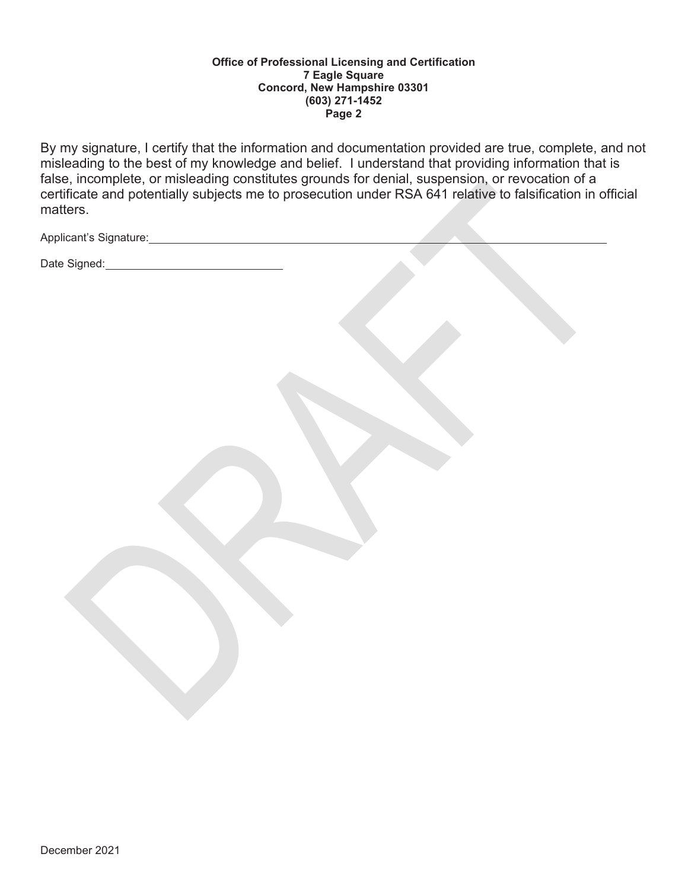**Office of Professional Licensing and Certification**
**7 Eagle Square**
**Concord, New Hampshire 03301**
**(603) 271-1452**

By my signature, I certify that the information and documentation provided are true, complete, and not misleading to the best of my knowledge and belief. I understand that providing information that is false, incomplete, or misleading constitutes grounds for denial, suspension, or revocation of a certificate and potentially subjects me to prosecution under RSA 641 relative to falsification in official matters.

Applicant's Signature:\_\_\_\_\_\_\_\_\_\_\_\_\_\_\_\_\_\_\_\_\_\_\_\_\_\_\_\_\_\_\_\_\_\_\_\_\_\_\_\_\_\_\_\_\_\_\_\_

Date Signed:\_\_\_\_\_\_\_\_\_\_\_\_\_\_\_\_\_\_\_\_\_\_\_\_

DRAFT

December 2021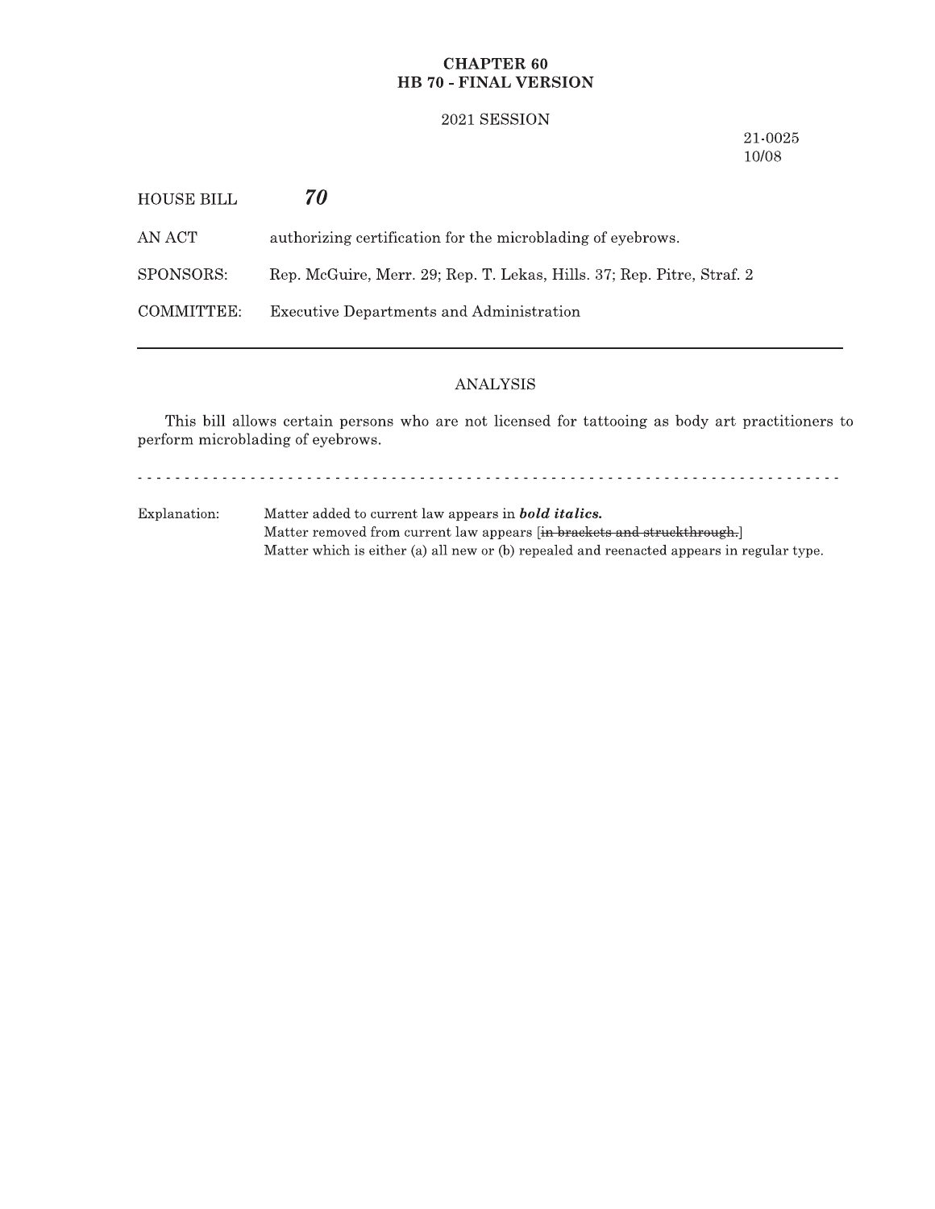**CHAPTER 60**
**HB 70 - FINAL VERSION**

2021 SESSION

21-0025
10/08

HOUSE BILL ***70***

AN ACT authorizing certification for the microblading of eyebrows.

SPONSORS: Rep. McGuire, Merr. 29; Rep. T. Lekas, Hills. 37; Rep. Pitre, Straf. 2

COMMITTEE: Executive Departments and Administration

---

ANALYSIS

This bill allows certain persons who are not licensed for tattooing as body art practitioners to perform microblading of eyebrows.

- - - - - - - - - - - - - - - - - - - - - - - - - - - - - - - - - - - - - - - - - - - - - - - - - - - - - - - - - - - -

Explanation: Matter added to current law appears in ***bold italics.***
Matter removed from current law appears [~~in brackets and struckthrough.~~]
Matter which is either (a) all new or (b) repealed and reenacted appears in regular type.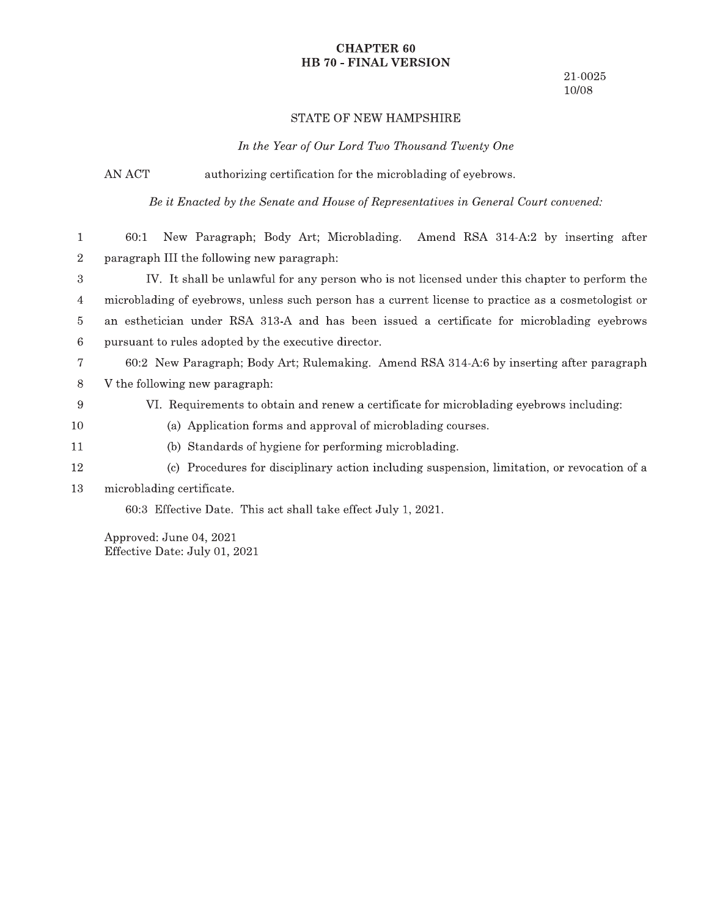# CHAPTER 60
# HB 70 - FINAL VERSION

21-0025
10/08

STATE OF NEW HAMPSHIRE

*In the Year of Our Lord Two Thousand Twenty One*

AN ACT authorizing certification for the microblading of eyebrows.

*Be it Enacted by the Senate and House of Representatives in General Court convened:*

60:1 New Paragraph; Body Art; Microblading. Amend RSA 314-A:2 by inserting after paragraph III the following new paragraph:

IV. It shall be unlawful for any person who is not licensed under this chapter to perform the microblading of eyebrows, unless such person has a current license to practice as a cosmetologist or an esthetician under RSA 313-A and has been issued a certificate for microblading eyebrows pursuant to rules adopted by the executive director.

60:2 New Paragraph; Body Art; Rulemaking. Amend RSA 314-A:6 by inserting after paragraph V the following new paragraph:

VI. Requirements to obtain and renew a certificate for microblading eyebrows including:

(a) Application forms and approval of microblading courses.

(b) Standards of hygiene for performing microblading.

(c) Procedures for disciplinary action including suspension, limitation, or revocation of a microblading certificate.

60:3 Effective Date. This act shall take effect July 1, 2021.

Approved: June 04, 2021
Effective Date: July 01, 2021